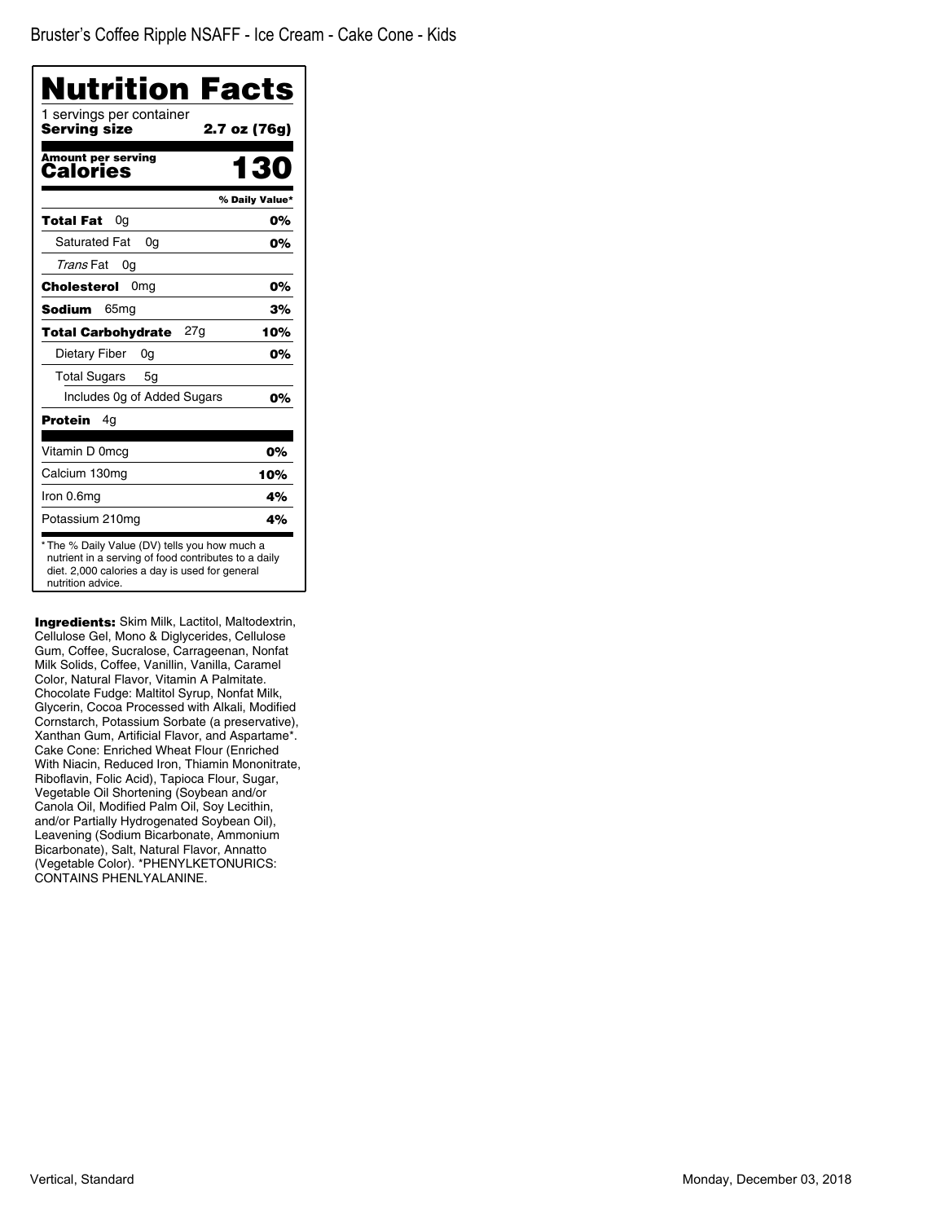Bruster's Coffee Ripple NSAFF - Ice Cream - Cake Cone - Kids

# Nutrition Facts

1 servings per container
**Serving size** **2.7 oz (76g)**

**Amount per serving**
**Calories** **130**

| | % Daily Value* |
|---|---|
| **Total Fat** 0g | **0%** |
| Saturated Fat 0g | **0%** |
| *Trans* Fat 0g | |
| **Cholesterol** 0mg | **0%** |
| **Sodium** 65mg | **3%** |
| **Total Carbohydrate** 27g | **10%** |
| Dietary Fiber 0g | **0%** |
| Total Sugars 5g | |
| Includes 0g of Added Sugars | **0%** |
| **Protein** 4g | |
| Vitamin D 0mcg | **0%** |
| Calcium 130mg | **10%** |
| Iron 0.6mg | **4%** |
| Potassium 210mg | **4%** |

* The % Daily Value (DV) tells you how much a nutrient in a serving of food contributes to a daily diet. 2,000 calories a day is used for general nutrition advice.

**Ingredients:** Skim Milk, Lactitol, Maltodextrin, Cellulose Gel, Mono & Diglycerides, Cellulose Gum, Coffee, Sucralose, Carrageenan, Nonfat Milk Solids, Coffee, Vanillin, Vanilla, Caramel Color, Natural Flavor, Vitamin A Palmitate. Chocolate Fudge: Maltitol Syrup, Nonfat Milk, Glycerin, Cocoa Processed with Alkali, Modified Cornstarch, Potassium Sorbate (a preservative), Xanthan Gum, Artificial Flavor, and Aspartame*. Cake Cone: Enriched Wheat Flour (Enriched With Niacin, Reduced Iron, Thiamin Mononitrate, Riboflavin, Folic Acid), Tapioca Flour, Sugar, Vegetable Oil Shortening (Soybean and/or Canola Oil, Modified Palm Oil, Soy Lecithin, and/or Partially Hydrogenated Soybean Oil), Leavening (Sodium Bicarbonate, Ammonium Bicarbonate), Salt, Natural Flavor, Annatto (Vegetable Color). *PHENYLKETONURICS: CONTAINS PHENLYALANINE.

Vertical, Standard

Monday, December 03, 2018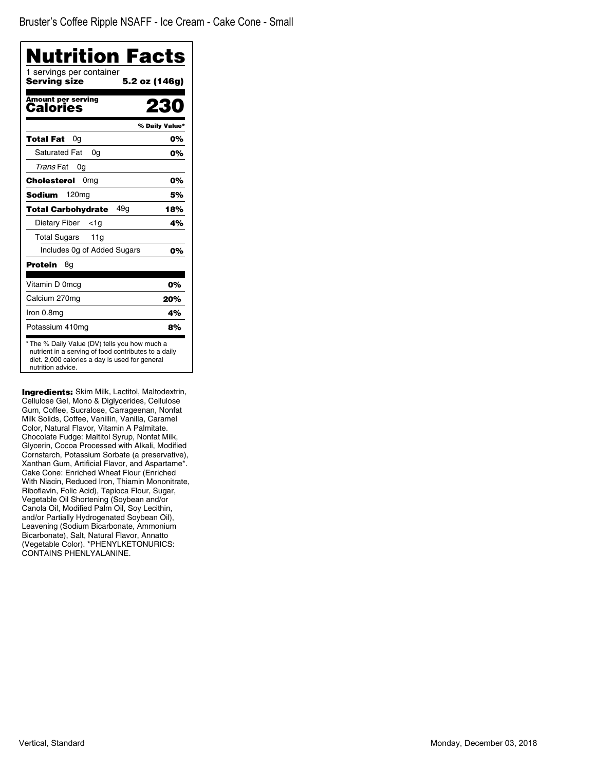# Bruster's Coffee Ripple NSAFF - Ice Cream - Cake Cone - Small

## Nutrition Facts

1 servings per container
**Serving size** **5.2 oz (146g)**

**Amount per serving**
**Calories** **230**

| | % Daily Value* |
|---|---|
| **Total Fat** 0g | **0%** |
| Saturated Fat 0g | **0%** |
| *Trans* Fat 0g | |
| **Cholesterol** 0mg | **0%** |
| **Sodium** 120mg | **5%** |
| **Total Carbohydrate** 49g | **18%** |
| Dietary Fiber <1g | **4%** |
| Total Sugars 11g | |
| Includes 0g of Added Sugars | **0%** |
| **Protein** 8g | |
| Vitamin D 0mcg | **0%** |
| Calcium 270mg | **20%** |
| Iron 0.8mg | **4%** |
| Potassium 410mg | **8%** |

* The % Daily Value (DV) tells you how much a nutrient in a serving of food contributes to a daily diet. 2,000 calories a day is used for general nutrition advice.

**Ingredients:** Skim Milk, Lactitol, Maltodextrin, Cellulose Gel, Mono & Diglycerides, Cellulose Gum, Coffee, Sucralose, Carrageenan, Nonfat Milk Solids, Coffee, Vanillin, Vanilla, Caramel Color, Natural Flavor, Vitamin A Palmitate. Chocolate Fudge: Maltitol Syrup, Nonfat Milk, Glycerin, Cocoa Processed with Alkali, Modified Cornstarch, Potassium Sorbate (a preservative), Xanthan Gum, Artificial Flavor, and Aspartame*. Cake Cone: Enriched Wheat Flour (Enriched With Niacin, Reduced Iron, Thiamin Mononitrate, Riboflavin, Folic Acid), Tapioca Flour, Sugar, Vegetable Oil Shortening (Soybean and/or Canola Oil, Modified Palm Oil, Soy Lecithin, and/or Partially Hydrogenated Soybean Oil), Leavening (Sodium Bicarbonate, Ammonium Bicarbonate), Salt, Natural Flavor, Annatto (Vegetable Color). *PHENYLKETONURICS: CONTAINS PHENLYALANINE.

Vertical, Standard

Monday, December 03, 2018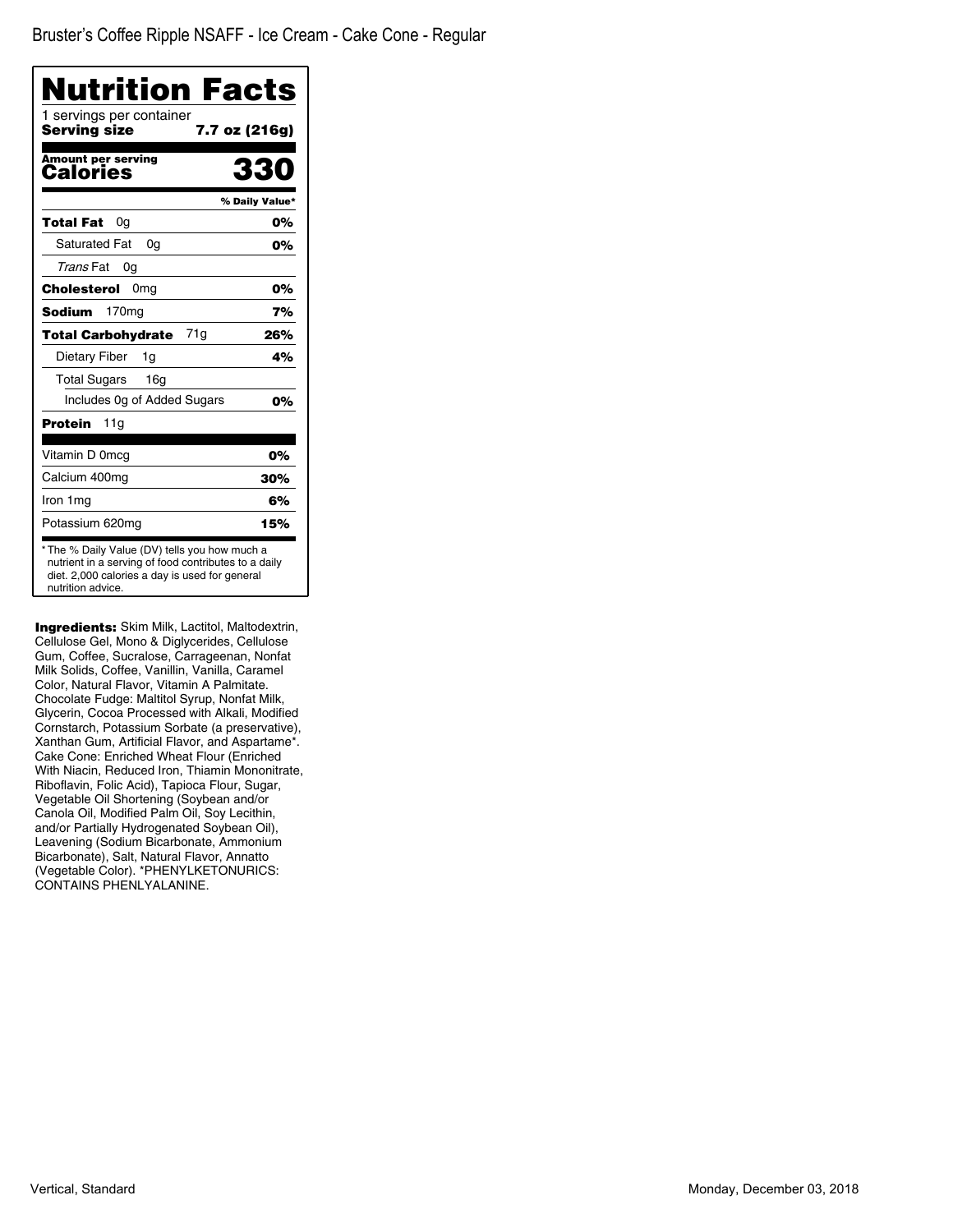Bruster's Coffee Ripple NSAFF - Ice Cream - Cake Cone - Regular

# Nutrition Facts

1 servings per container

**Serving size** **7.7 oz (216g)**

**Amount per serving**
**Calories** **330**

| | % Daily Value* |
|---|---|
| **Total Fat** 0g | **0%** |
| Saturated Fat 0g | **0%** |
| *Trans* Fat 0g | |
| **Cholesterol** 0mg | **0%** |
| **Sodium** 170mg | **7%** |
| **Total Carbohydrate** 71g | **26%** |
| Dietary Fiber 1g | **4%** |
| Total Sugars 16g | |
| Includes 0g of Added Sugars | **0%** |
| **Protein** 11g | |
| Vitamin D 0mcg | **0%** |
| Calcium 400mg | **30%** |
| Iron 1mg | **6%** |
| Potassium 620mg | **15%** |

* The % Daily Value (DV) tells you how much a nutrient in a serving of food contributes to a daily diet. 2,000 calories a day is used for general nutrition advice.

**Ingredients:** Skim Milk, Lactitol, Maltodextrin, Cellulose Gel, Mono & Diglycerides, Cellulose Gum, Coffee, Sucralose, Carrageenan, Nonfat Milk Solids, Coffee, Vanillin, Vanilla, Caramel Color, Natural Flavor, Vitamin A Palmitate. Chocolate Fudge: Maltitol Syrup, Nonfat Milk, Glycerin, Cocoa Processed with Alkali, Modified Cornstarch, Potassium Sorbate (a preservative), Xanthan Gum, Artificial Flavor, and Aspartame*. Cake Cone: Enriched Wheat Flour (Enriched With Niacin, Reduced Iron, Thiamin Mononitrate, Riboflavin, Folic Acid), Tapioca Flour, Sugar, Vegetable Oil Shortening (Soybean and/or Canola Oil, Modified Palm Oil, Soy Lecithin, and/or Partially Hydrogenated Soybean Oil), Leavening (Sodium Bicarbonate, Ammonium Bicarbonate), Salt, Natural Flavor, Annatto (Vegetable Color). *PHENYLKETONURICS: CONTAINS PHENLYALANINE.

Vertical, Standard

Monday, December 03, 2018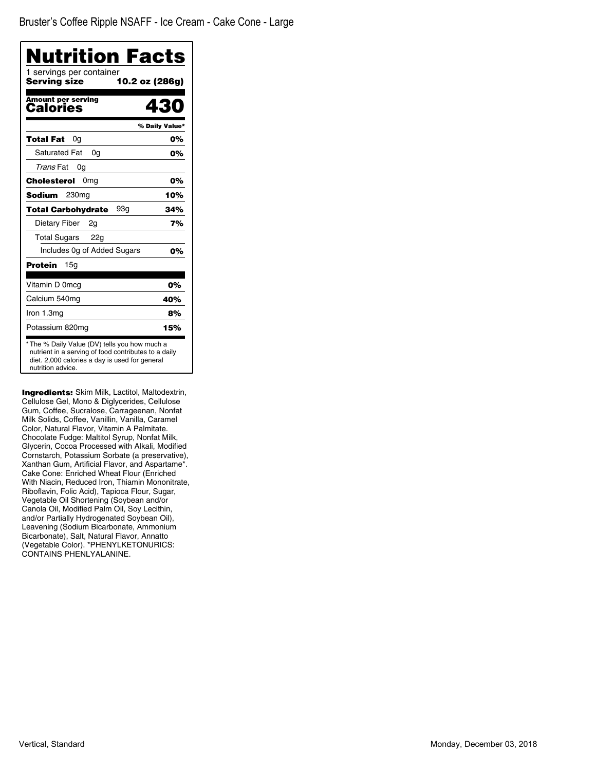Bruster's Coffee Ripple NSAFF - Ice Cream - Cake Cone - Large

# Nutrition Facts

1 servings per container

**Serving size** **10.2 oz (286g)**

**Amount per serving**
**Calories** **430**

| | % Daily Value* |
|---|---|
| **Total Fat** 0g | **0%** |
| Saturated Fat 0g | **0%** |
| *Trans* Fat 0g | |
| **Cholesterol** 0mg | **0%** |
| **Sodium** 230mg | **10%** |
| **Total Carbohydrate** 93g | **34%** |
| Dietary Fiber 2g | **7%** |
| Total Sugars 22g | |
| Includes 0g of Added Sugars | **0%** |
| **Protein** 15g | |
| Vitamin D 0mcg | **0%** |
| Calcium 540mg | **40%** |
| Iron 1.3mg | **8%** |
| Potassium 820mg | **15%** |

* The % Daily Value (DV) tells you how much a nutrient in a serving of food contributes to a daily diet. 2,000 calories a day is used for general nutrition advice.

**Ingredients:** Skim Milk, Lactitol, Maltodextrin, Cellulose Gel, Mono & Diglycerides, Cellulose Gum, Coffee, Sucralose, Carrageenan, Nonfat Milk Solids, Coffee, Vanillin, Vanilla, Caramel Color, Natural Flavor, Vitamin A Palmitate. Chocolate Fudge: Maltitol Syrup, Nonfat Milk, Glycerin, Cocoa Processed with Alkali, Modified Cornstarch, Potassium Sorbate (a preservative), Xanthan Gum, Artificial Flavor, and Aspartame*. Cake Cone: Enriched Wheat Flour (Enriched With Niacin, Reduced Iron, Thiamin Mononitrate, Riboflavin, Folic Acid), Tapioca Flour, Sugar, Vegetable Oil Shortening (Soybean and/or Canola Oil, Modified Palm Oil, Soy Lecithin, and/or Partially Hydrogenated Soybean Oil), Leavening (Sodium Bicarbonate, Ammonium Bicarbonate), Salt, Natural Flavor, Annatto (Vegetable Color). *PHENYLKETONURICS: CONTAINS PHENLYALANINE.

Vertical, Standard

Monday, December 03, 2018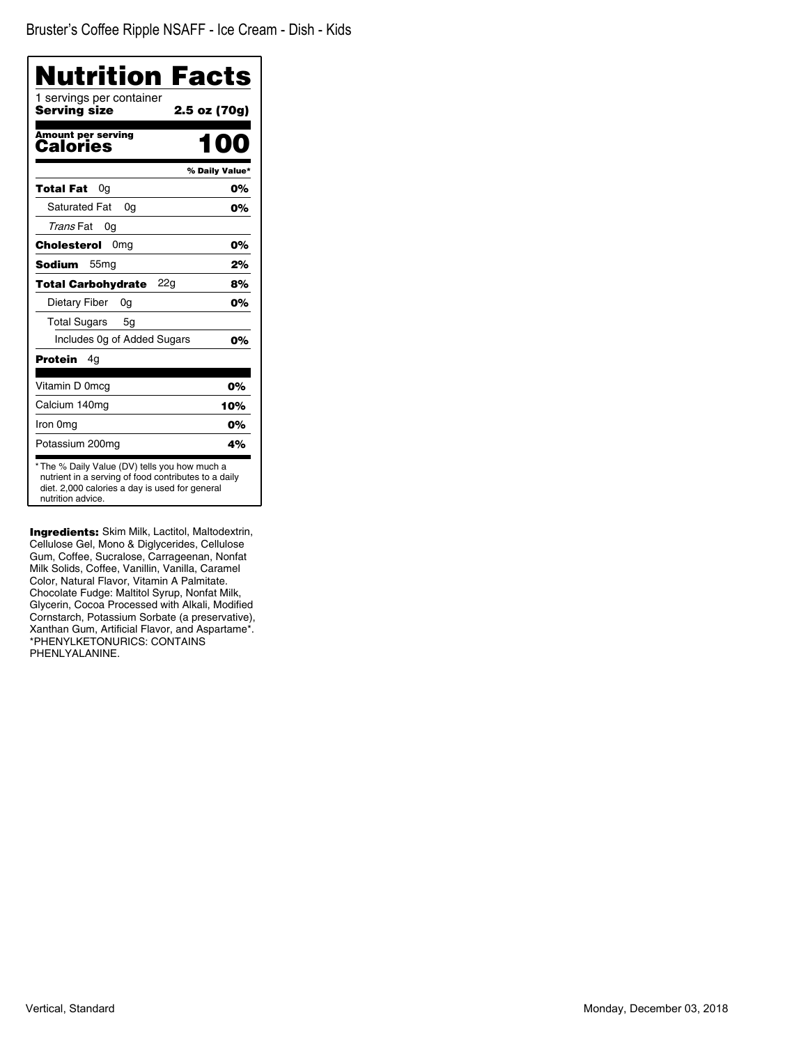Bruster's Coffee Ripple NSAFF - Ice Cream - Dish - Kids

# Nutrition Facts

1 servings per container
**Serving size** **2.5 oz (70g)**

**Amount per serving**
**Calories** **100**

| | % Daily Value* |
|---|---|
| **Total Fat** 0g | **0%** |
| Saturated Fat 0g | **0%** |
| *Trans* Fat 0g | |
| **Cholesterol** 0mg | **0%** |
| **Sodium** 55mg | **2%** |
| **Total Carbohydrate** 22g | **8%** |
| Dietary Fiber 0g | **0%** |
| Total Sugars 5g | |
| Includes 0g of Added Sugars | **0%** |
| **Protein** 4g | |
| Vitamin D 0mcg | **0%** |
| Calcium 140mg | **10%** |
| Iron 0mg | **0%** |
| Potassium 200mg | **4%** |

* The % Daily Value (DV) tells you how much a nutrient in a serving of food contributes to a daily diet. 2,000 calories a day is used for general nutrition advice.

**Ingredients:** Skim Milk, Lactitol, Maltodextrin, Cellulose Gel, Mono & Diglycerides, Cellulose Gum, Coffee, Sucralose, Carrageenan, Nonfat Milk Solids, Coffee, Vanillin, Vanilla, Caramel Color, Natural Flavor, Vitamin A Palmitate. Chocolate Fudge: Maltitol Syrup, Nonfat Milk, Glycerin, Cocoa Processed with Alkali, Modified Cornstarch, Potassium Sorbate (a preservative), Xanthan Gum, Artificial Flavor, and Aspartame*. *PHENYLKETONURICS: CONTAINS PHENLYALANINE.

Vertical, Standard

Monday, December 03, 2018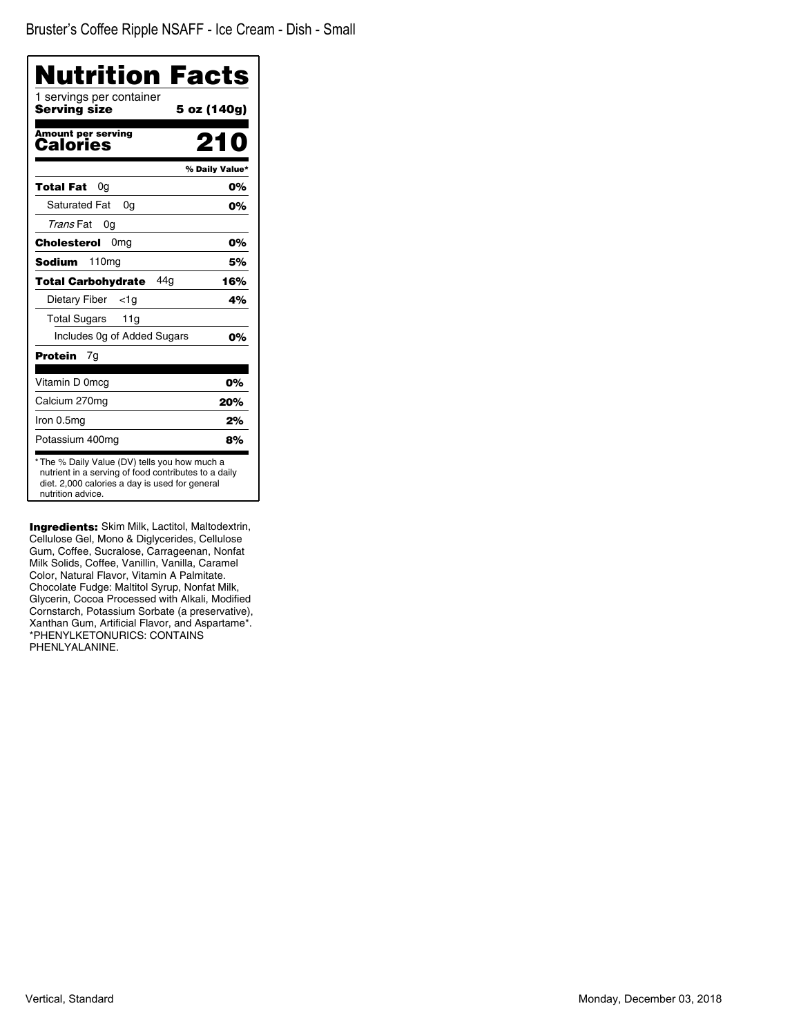Bruster's Coffee Ripple NSAFF - Ice Cream - Dish - Small

# Nutrition Facts

1 servings per container

**Serving size** **5 oz (140g)**

**Amount per serving**
**Calories** **210**

| | % Daily Value* |
|---|---|
| **Total Fat** 0g | **0%** |
| Saturated Fat 0g | **0%** |
| *Trans* Fat 0g | |
| **Cholesterol** 0mg | **0%** |
| **Sodium** 110mg | **5%** |
| **Total Carbohydrate** 44g | **16%** |
| Dietary Fiber <1g | **4%** |
| Total Sugars 11g | |
| Includes 0g of Added Sugars | **0%** |
| **Protein** 7g | |
| Vitamin D 0mcg | **0%** |
| Calcium 270mg | **20%** |
| Iron 0.5mg | **2%** |
| Potassium 400mg | **8%** |

* The % Daily Value (DV) tells you how much a nutrient in a serving of food contributes to a daily diet. 2,000 calories a day is used for general nutrition advice.

**Ingredients:** Skim Milk, Lactitol, Maltodextrin, Cellulose Gel, Mono & Diglycerides, Cellulose Gum, Coffee, Sucralose, Carrageenan, Nonfat Milk Solids, Coffee, Vanillin, Vanilla, Caramel Color, Natural Flavor, Vitamin A Palmitate. Chocolate Fudge: Maltitol Syrup, Nonfat Milk, Glycerin, Cocoa Processed with Alkali, Modified Cornstarch, Potassium Sorbate (a preservative), Xanthan Gum, Artificial Flavor, and Aspartame*. *PHENYLKETONURICS: CONTAINS PHENLYALANINE.

Vertical, Standard

Monday, December 03, 2018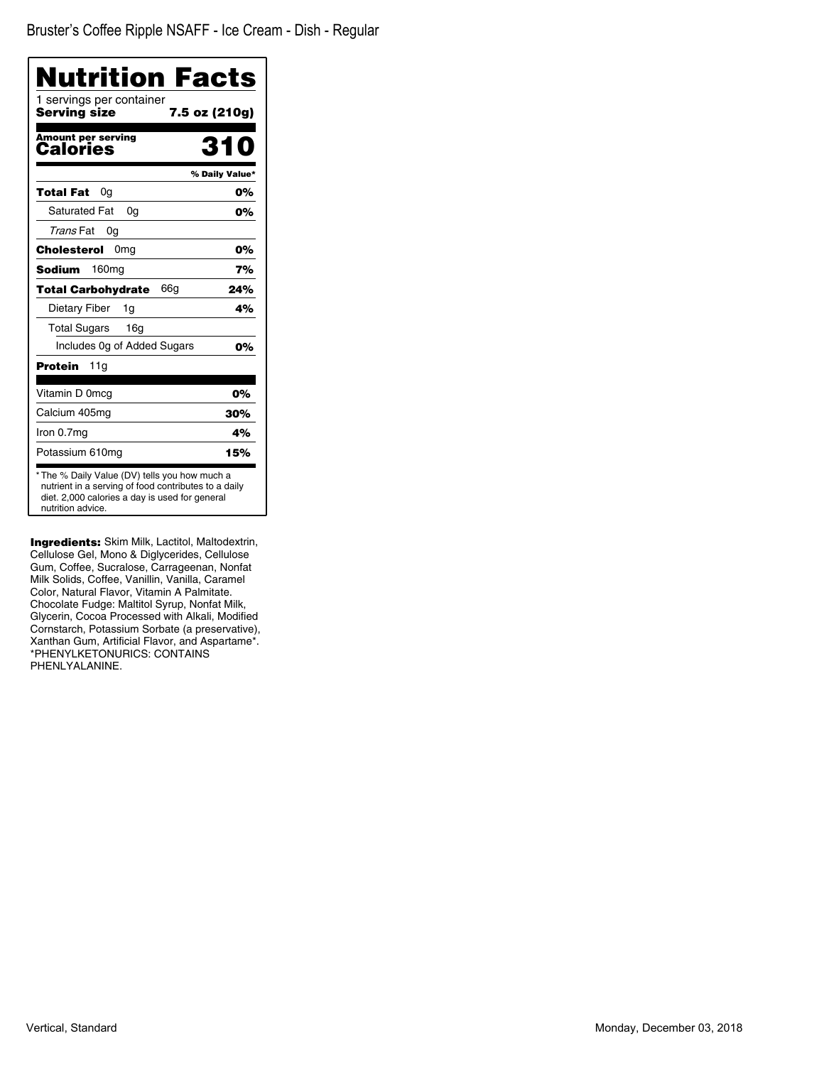# Bruster's Coffee Ripple NSAFF - Ice Cream - Dish - Regular

## Nutrition Facts

1 servings per container

**Serving size** 7.5 oz (210g)

**Amount per serving**

**Calories** 310

| | % Daily Value* |
|---|---|
| **Total Fat** 0g | 0% |
| Saturated Fat 0g | 0% |
| *Trans* Fat 0g | |
| **Cholesterol** 0mg | 0% |
| **Sodium** 160mg | 7% |
| **Total Carbohydrate** 66g | 24% |
| Dietary Fiber 1g | 4% |
| Total Sugars 16g | |
| Includes 0g of Added Sugars | 0% |
| **Protein** 11g | |
| Vitamin D 0mcg | 0% |
| Calcium 405mg | 30% |
| Iron 0.7mg | 4% |
| Potassium 610mg | 15% |

* The % Daily Value (DV) tells you how much a nutrient in a serving of food contributes to a daily diet. 2,000 calories a day is used for general nutrition advice.

**Ingredients:** Skim Milk, Lactitol, Maltodextrin, Cellulose Gel, Mono & Diglycerides, Cellulose Gum, Coffee, Sucralose, Carrageenan, Nonfat Milk Solids, Coffee, Vanillin, Vanilla, Caramel Color, Natural Flavor, Vitamin A Palmitate. Chocolate Fudge: Maltitol Syrup, Nonfat Milk, Glycerin, Cocoa Processed with Alkali, Modified Cornstarch, Potassium Sorbate (a preservative), Xanthan Gum, Artificial Flavor, and Aspartame*. *PHENYLKETONURICS: CONTAINS PHENLYALANINE.

Vertical, Standard

Monday, December 03, 2018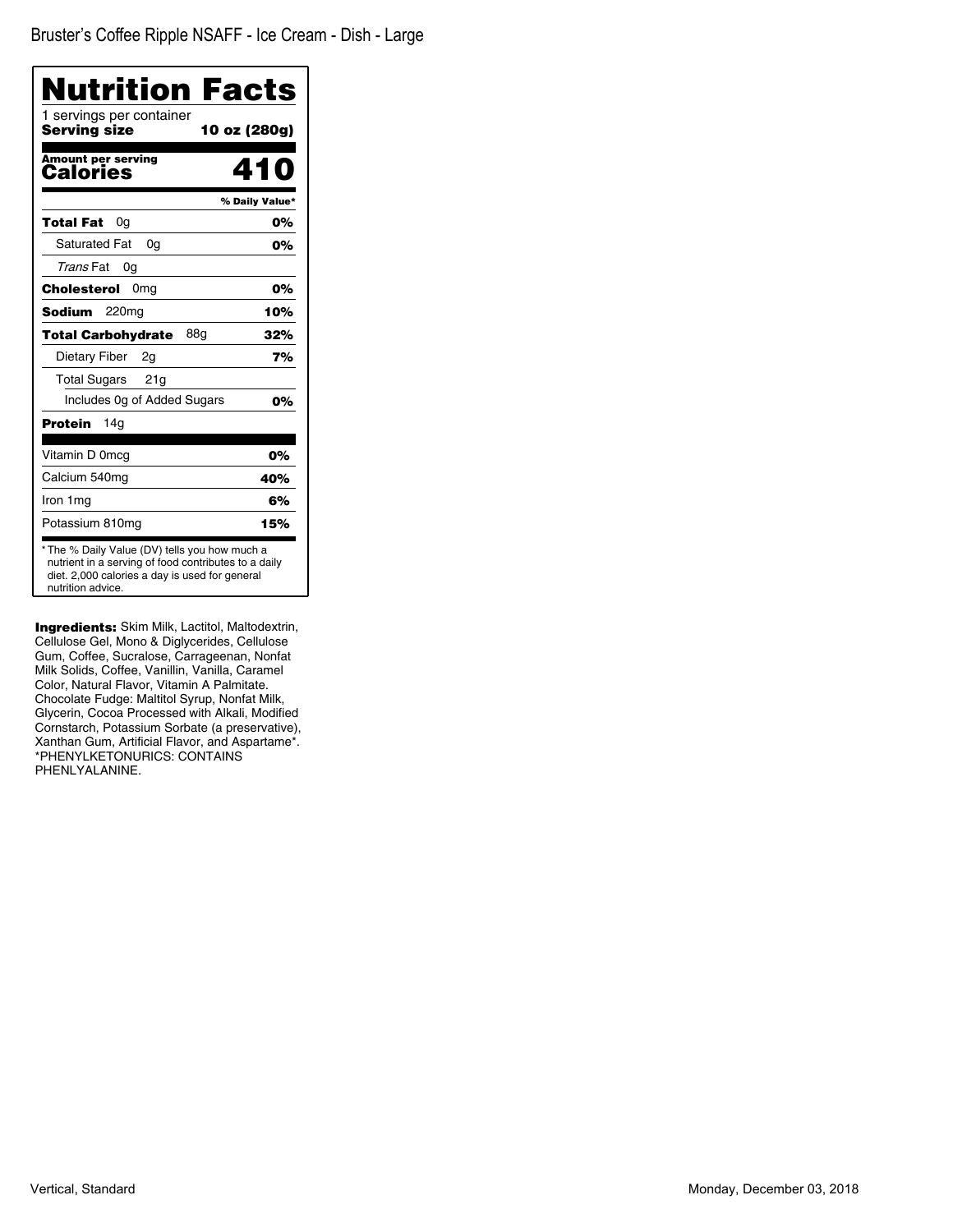Bruster's Coffee Ripple NSAFF - Ice Cream - Dish - Large

# Nutrition Facts

1 servings per container

**Serving size** **10 oz (280g)**

**Amount per serving**

**Calories** **410**

| | % Daily Value* |
|---|---|
| **Total Fat** 0g | **0%** |
| Saturated Fat 0g | **0%** |
| *Trans* Fat 0g | |
| **Cholesterol** 0mg | **0%** |
| **Sodium** 220mg | **10%** |
| **Total Carbohydrate** 88g | **32%** |
| Dietary Fiber 2g | **7%** |
| Total Sugars 21g | |
| Includes 0g of Added Sugars | **0%** |
| **Protein** 14g | |
| Vitamin D 0mcg | **0%** |
| Calcium 540mg | **40%** |
| Iron 1mg | **6%** |
| Potassium 810mg | **15%** |

* The % Daily Value (DV) tells you how much a nutrient in a serving of food contributes to a daily diet. 2,000 calories a day is used for general nutrition advice.

**Ingredients:** Skim Milk, Lactitol, Maltodextrin, Cellulose Gel, Mono & Diglycerides, Cellulose Gum, Coffee, Sucralose, Carrageenan, Nonfat Milk Solids, Coffee, Vanillin, Vanilla, Caramel Color, Natural Flavor, Vitamin A Palmitate. Chocolate Fudge: Maltitol Syrup, Nonfat Milk, Glycerin, Cocoa Processed with Alkali, Modified Cornstarch, Potassium Sorbate (a preservative), Xanthan Gum, Artificial Flavor, and Aspartame*. *PHENYLKETONURICS: CONTAINS PHENLYALANINE.

Vertical, Standard

Monday, December 03, 2018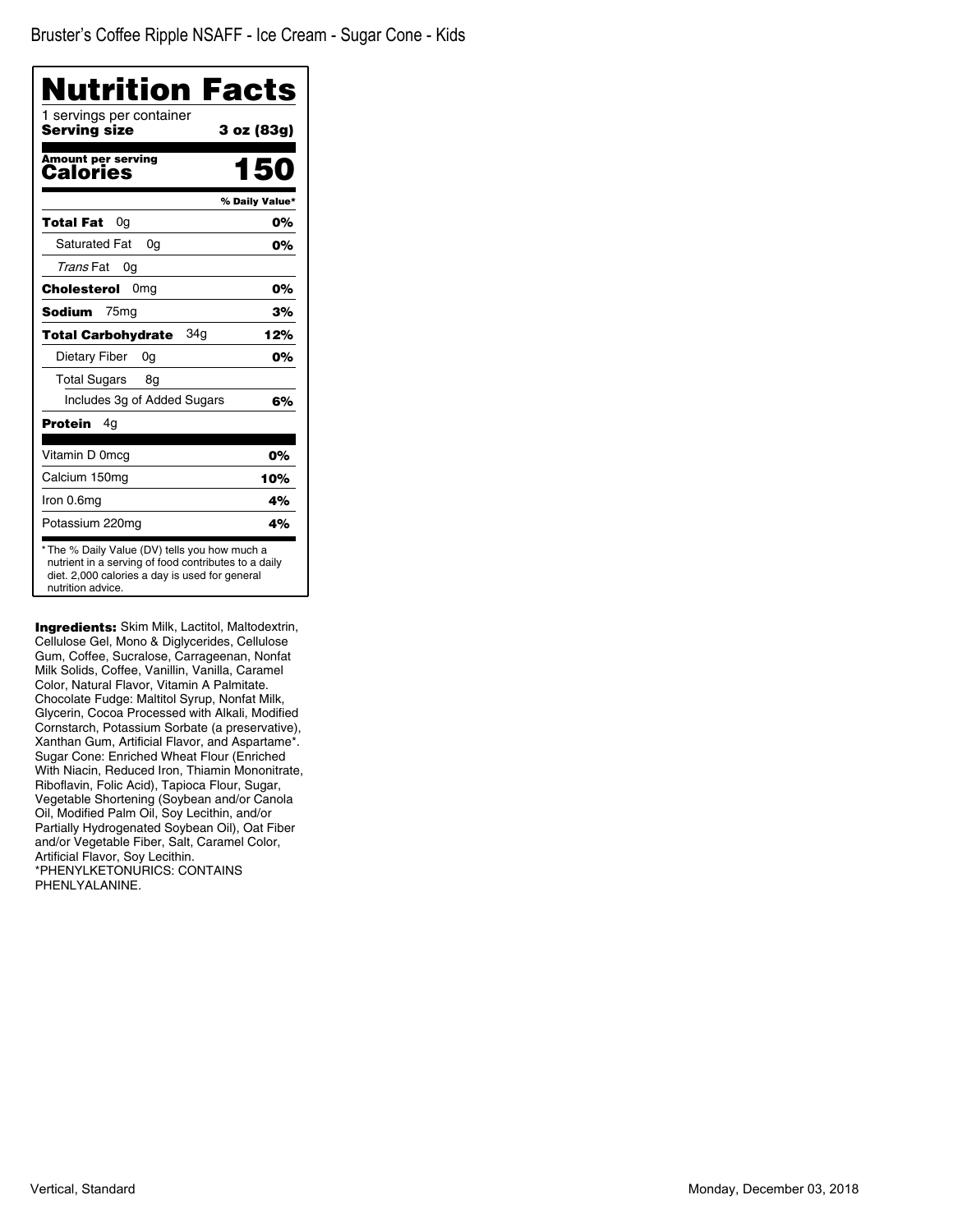# Bruster's Coffee Ripple NSAFF - Ice Cream - Sugar Cone - Kids

## Nutrition Facts

1 servings per container

**Serving size** 3 oz (83g)

**Amount per serving**

**Calories** 150

| | % Daily Value* |
|---|---|
| **Total Fat** 0g | **0%** |
| Saturated Fat 0g | **0%** |
| *Trans* Fat 0g | |
| **Cholesterol** 0mg | **0%** |
| **Sodium** 75mg | **3%** |
| **Total Carbohydrate** 34g | **12%** |
| Dietary Fiber 0g | **0%** |
| Total Sugars 8g | |
| Includes 3g of Added Sugars | **6%** |
| **Protein** 4g | |
| Vitamin D 0mcg | **0%** |
| Calcium 150mg | **10%** |
| Iron 0.6mg | **4%** |
| Potassium 220mg | **4%** |

* The % Daily Value (DV) tells you how much a nutrient in a serving of food contributes to a daily diet. 2,000 calories a day is used for general nutrition advice.

**Ingredients:** Skim Milk, Lactitol, Maltodextrin, Cellulose Gel, Mono & Diglycerides, Cellulose Gum, Coffee, Sucralose, Carrageenan, Nonfat Milk Solids, Coffee, Vanillin, Vanilla, Caramel Color, Natural Flavor, Vitamin A Palmitate. Chocolate Fudge: Maltitol Syrup, Nonfat Milk, Glycerin, Cocoa Processed with Alkali, Modified Cornstarch, Potassium Sorbate (a preservative), Xanthan Gum, Artificial Flavor, and Aspartame*. Sugar Cone: Enriched Wheat Flour (Enriched With Niacin, Reduced Iron, Thiamin Mononitrate, Riboflavin, Folic Acid), Tapioca Flour, Sugar, Vegetable Shortening (Soybean and/or Canola Oil, Modified Palm Oil, Soy Lecithin, and/or Partially Hydrogenated Soybean Oil), Oat Fiber and/or Vegetable Fiber, Salt, Caramel Color, Artificial Flavor, Soy Lecithin. *PHENYLKETONURICS: CONTAINS PHENLYALANINE.

Vertical, Standard

Monday, December 03, 2018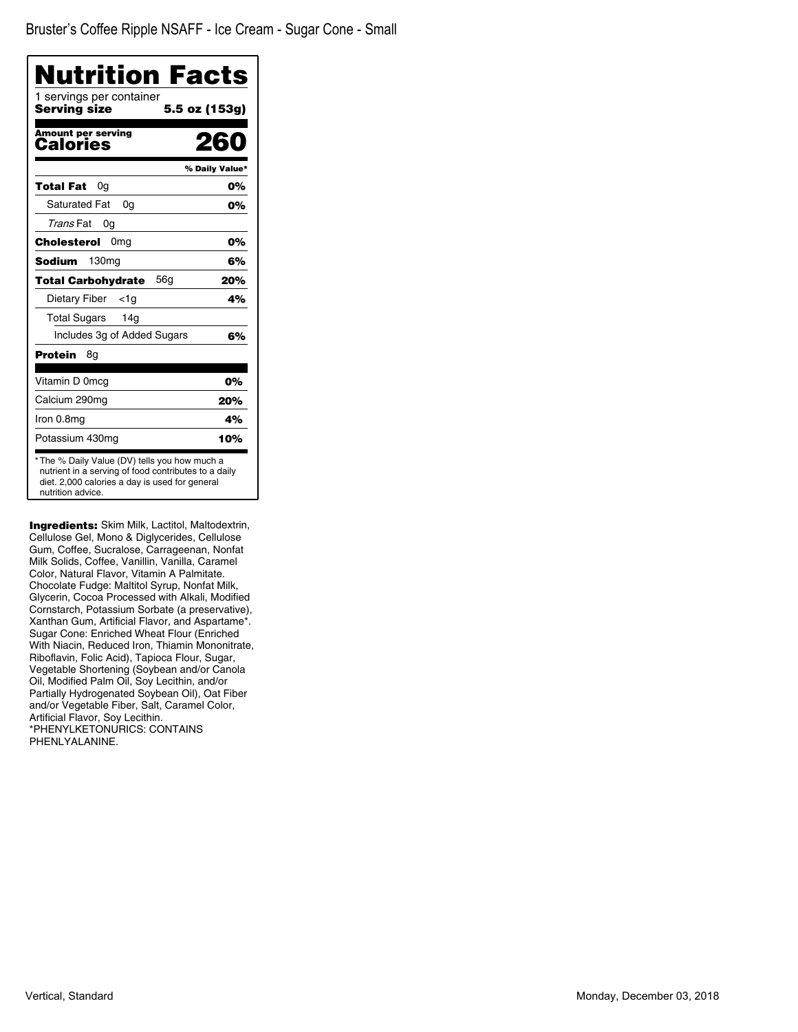Bruster's Coffee Ripple NSAFF - Ice Cream - Sugar Cone - Small

# Nutrition Facts

1 servings per container

**Serving size** **5.5 oz (153g)**

| **Amount per serving Calories** | **260** |
|---|---|
| | **% Daily Value*** |
| **Total Fat** 0g | **0%** |
| Saturated Fat 0g | **0%** |
| *Trans* Fat 0g | |
| **Cholesterol** 0mg | **0%** |
| **Sodium** 130mg | **6%** |
| **Total Carbohydrate** 56g | **20%** |
| Dietary Fiber <1g | **4%** |
| Total Sugars 14g | |
| Includes 3g of Added Sugars | **6%** |
| **Protein** 8g | |
| Vitamin D 0mcg | **0%** |
| Calcium 290mg | **20%** |
| Iron 0.8mg | **4%** |
| Potassium 430mg | **10%** |

* The % Daily Value (DV) tells you how much a nutrient in a serving of food contributes to a daily diet. 2,000 calories a day is used for general nutrition advice.

**Ingredients:** Skim Milk, Lactitol, Maltodextrin, Cellulose Gel, Mono & Diglycerides, Cellulose Gum, Coffee, Sucralose, Carrageenan, Nonfat Milk Solids, Coffee, Vanillin, Vanilla, Caramel Color, Natural Flavor, Vitamin A Palmitate. Chocolate Fudge: Maltitol Syrup, Nonfat Milk, Glycerin, Cocoa Processed with Alkali, Modified Cornstarch, Potassium Sorbate (a preservative), Xanthan Gum, Artificial Flavor, and Aspartame*. Sugar Cone: Enriched Wheat Flour (Enriched With Niacin, Reduced Iron, Thiamin Mononitrate, Riboflavin, Folic Acid), Tapioca Flour, Sugar, Vegetable Shortening (Soybean and/or Canola Oil, Modified Palm Oil, Soy Lecithin, and/or Partially Hydrogenated Soybean Oil), Oat Fiber and/or Vegetable Fiber, Salt, Caramel Color, Artificial Flavor, Soy Lecithin.
*PHENYLKETONURICS: CONTAINS PHENLYALANINE.

Vertical, Standard

Monday, December 03, 2018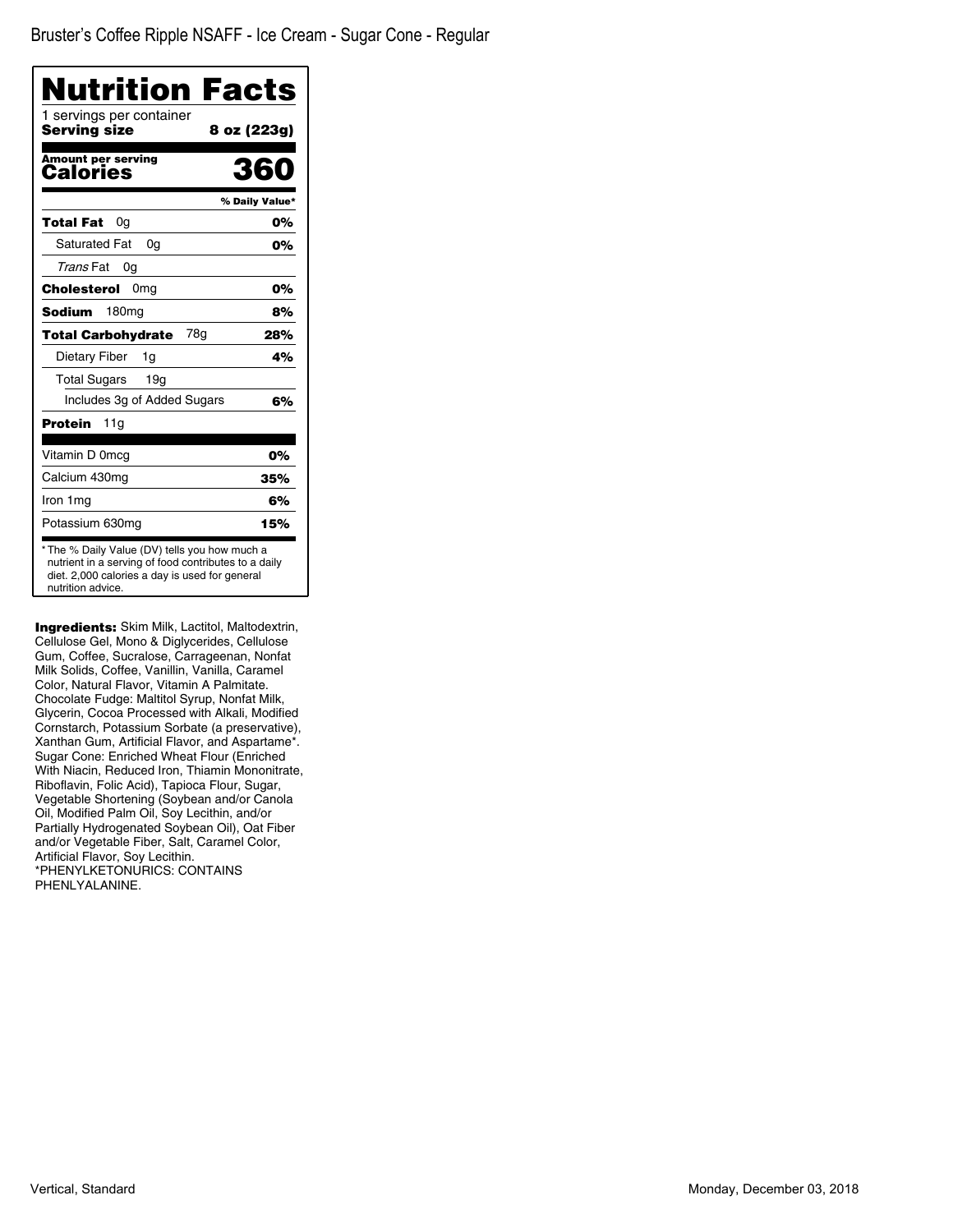Bruster's Coffee Ripple NSAFF - Ice Cream - Sugar Cone - Regular

# Nutrition Facts

1 servings per container

**Serving size** **8 oz (223g)**

**Amount per serving**

**Calories** **360**

| | % Daily Value* |
|---|---|
| **Total Fat** 0g | **0%** |
| Saturated Fat 0g | **0%** |
| *Trans* Fat 0g | |
| **Cholesterol** 0mg | **0%** |
| **Sodium** 180mg | **8%** |
| **Total Carbohydrate** 78g | **28%** |
| Dietary Fiber 1g | **4%** |
| Total Sugars 19g | |
| Includes 3g of Added Sugars | **6%** |
| **Protein** 11g | |
| Vitamin D 0mcg | **0%** |
| Calcium 430mg | **35%** |
| Iron 1mg | **6%** |
| Potassium 630mg | **15%** |

* The % Daily Value (DV) tells you how much a nutrient in a serving of food contributes to a daily diet. 2,000 calories a day is used for general nutrition advice.

**Ingredients:** Skim Milk, Lactitol, Maltodextrin, Cellulose Gel, Mono & Diglycerides, Cellulose Gum, Coffee, Sucralose, Carrageenan, Nonfat Milk Solids, Coffee, Vanillin, Vanilla, Caramel Color, Natural Flavor, Vitamin A Palmitate. Chocolate Fudge: Maltitol Syrup, Nonfat Milk, Glycerin, Cocoa Processed with Alkali, Modified Cornstarch, Potassium Sorbate (a preservative), Xanthan Gum, Artificial Flavor, and Aspartame*. Sugar Cone: Enriched Wheat Flour (Enriched With Niacin, Reduced Iron, Thiamin Mononitrate, Riboflavin, Folic Acid), Tapioca Flour, Sugar, Vegetable Shortening (Soybean and/or Canola Oil, Modified Palm Oil, Soy Lecithin, and/or Partially Hydrogenated Soybean Oil), Oat Fiber and/or Vegetable Fiber, Salt, Caramel Color, Artificial Flavor, Soy Lecithin.
*PHENYLKETONURICS: CONTAINS PHENLYALANINE.

Vertical, Standard

Monday, December 03, 2018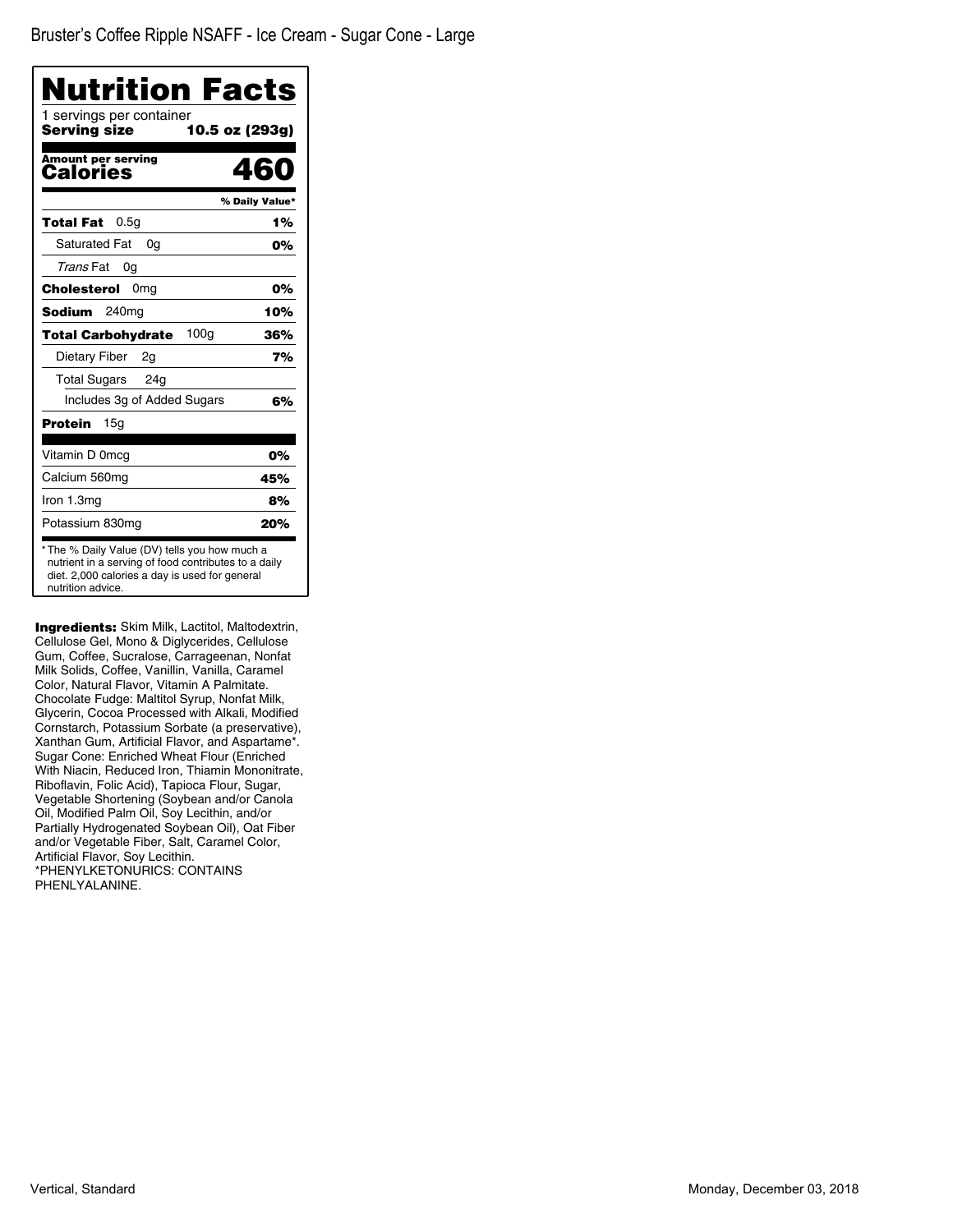Bruster's Coffee Ripple NSAFF - Ice Cream - Sugar Cone - Large

# Nutrition Facts

1 servings per container

**Serving size** **10.5 oz (293g)**

**Amount per serving**

**Calories** **460**

| | % Daily Value* |
|---|---|
| **Total Fat** 0.5g | **1%** |
| Saturated Fat 0g | **0%** |
| *Trans* Fat 0g | |
| **Cholesterol** 0mg | **0%** |
| **Sodium** 240mg | **10%** |
| **Total Carbohydrate** 100g | **36%** |
| Dietary Fiber 2g | **7%** |
| Total Sugars 24g | |
| Includes 3g of Added Sugars | **6%** |
| **Protein** 15g | |
| Vitamin D 0mcg | **0%** |
| Calcium 560mg | **45%** |
| Iron 1.3mg | **8%** |
| Potassium 830mg | **20%** |

* The % Daily Value (DV) tells you how much a nutrient in a serving of food contributes to a daily diet. 2,000 calories a day is used for general nutrition advice.

**Ingredients:** Skim Milk, Lactitol, Maltodextrin, Cellulose Gel, Mono & Diglycerides, Cellulose Gum, Coffee, Sucralose, Carrageenan, Nonfat Milk Solids, Coffee, Vanillin, Vanilla, Caramel Color, Natural Flavor, Vitamin A Palmitate. Chocolate Fudge: Maltitol Syrup, Nonfat Milk, Glycerin, Cocoa Processed with Alkali, Modified Cornstarch, Potassium Sorbate (a preservative), Xanthan Gum, Artificial Flavor, and Aspartame*. Sugar Cone: Enriched Wheat Flour (Enriched With Niacin, Reduced Iron, Thiamin Mononitrate, Riboflavin, Folic Acid), Tapioca Flour, Sugar, Vegetable Shortening (Soybean and/or Canola Oil, Modified Palm Oil, Soy Lecithin, and/or Partially Hydrogenated Soybean Oil), Oat Fiber and/or Vegetable Fiber, Salt, Caramel Color, Artificial Flavor, Soy Lecithin.
*PHENYLKETONURICS: CONTAINS PHENLYALANINE.

Vertical, Standard

Monday, December 03, 2018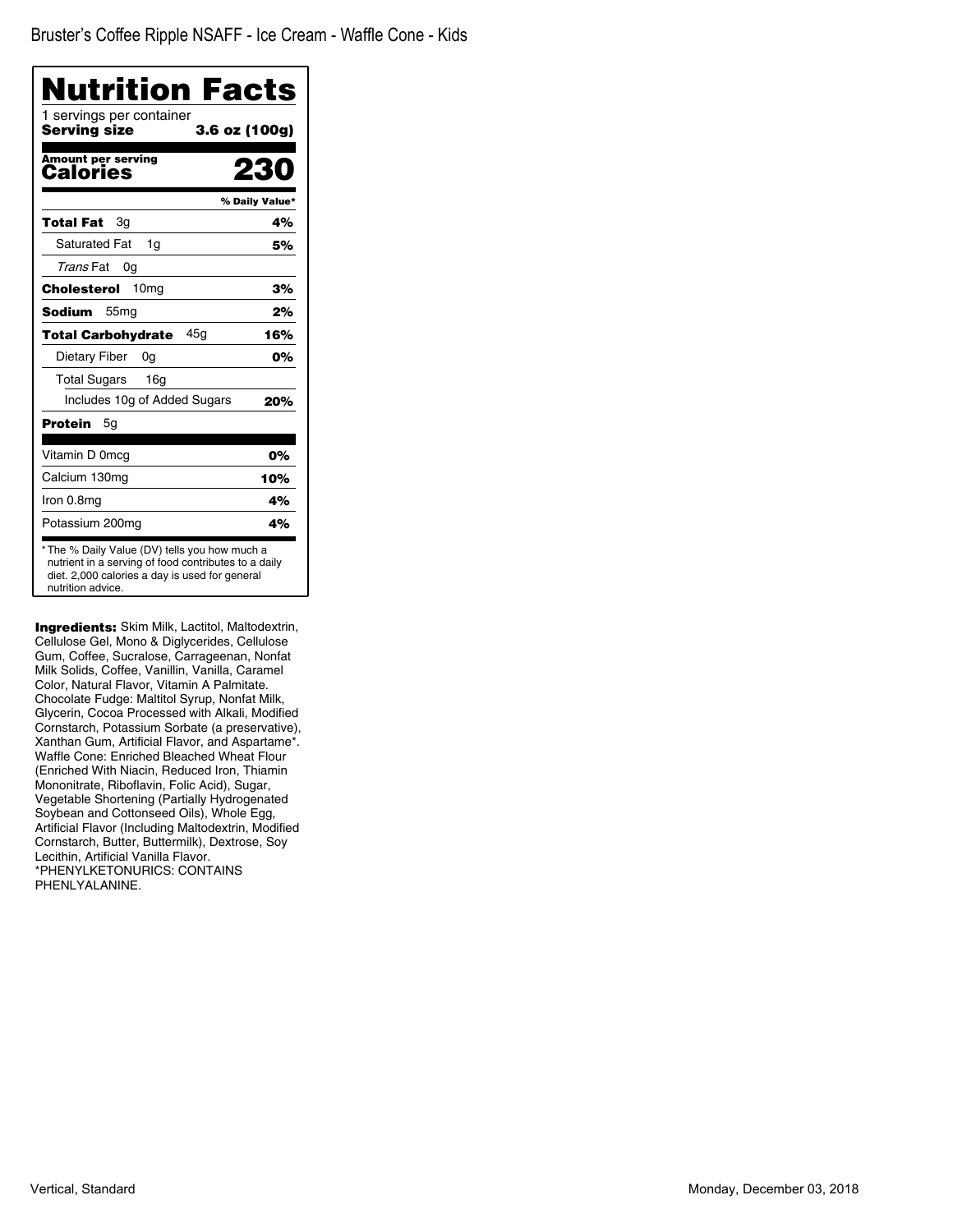# Bruster's Coffee Ripple NSAFF - Ice Cream - Waffle Cone - Kids

## Nutrition Facts

1 servings per container

**Serving size** **3.6 oz (100g)**

**Amount per serving**
**Calories** **230**

| | % Daily Value* |
|---|---|
| **Total Fat** 3g | **4%** |
| Saturated Fat 1g | **5%** |
| *Trans* Fat 0g | |
| **Cholesterol** 10mg | **3%** |
| **Sodium** 55mg | **2%** |
| **Total Carbohydrate** 45g | **16%** |
| Dietary Fiber 0g | **0%** |
| Total Sugars 16g | |
| Includes 10g of Added Sugars | **20%** |
| **Protein** 5g | |
| Vitamin D 0mcg | **0%** |
| Calcium 130mg | **10%** |
| Iron 0.8mg | **4%** |
| Potassium 200mg | **4%** |

* The % Daily Value (DV) tells you how much a nutrient in a serving of food contributes to a daily diet. 2,000 calories a day is used for general nutrition advice.

**Ingredients:** Skim Milk, Lactitol, Maltodextrin, Cellulose Gel, Mono & Diglycerides, Cellulose Gum, Coffee, Sucralose, Carrageenan, Nonfat Milk Solids, Coffee, Vanillin, Vanilla, Caramel Color, Natural Flavor, Vitamin A Palmitate. Chocolate Fudge: Maltitol Syrup, Nonfat Milk, Glycerin, Cocoa Processed with Alkali, Modified Cornstarch, Potassium Sorbate (a preservative), Xanthan Gum, Artificial Flavor, and Aspartame*. Waffle Cone: Enriched Bleached Wheat Flour (Enriched With Niacin, Reduced Iron, Thiamin Mononitrate, Riboflavin, Folic Acid), Sugar, Vegetable Shortening (Partially Hydrogenated Soybean and Cottonseed Oils), Whole Egg, Artificial Flavor (Including Maltodextrin, Modified Cornstarch, Butter, Buttermilk), Dextrose, Soy Lecithin, Artificial Vanilla Flavor. *PHENYLKETONURICS: CONTAINS PHENLYALANINE.

Vertical, Standard

Monday, December 03, 2018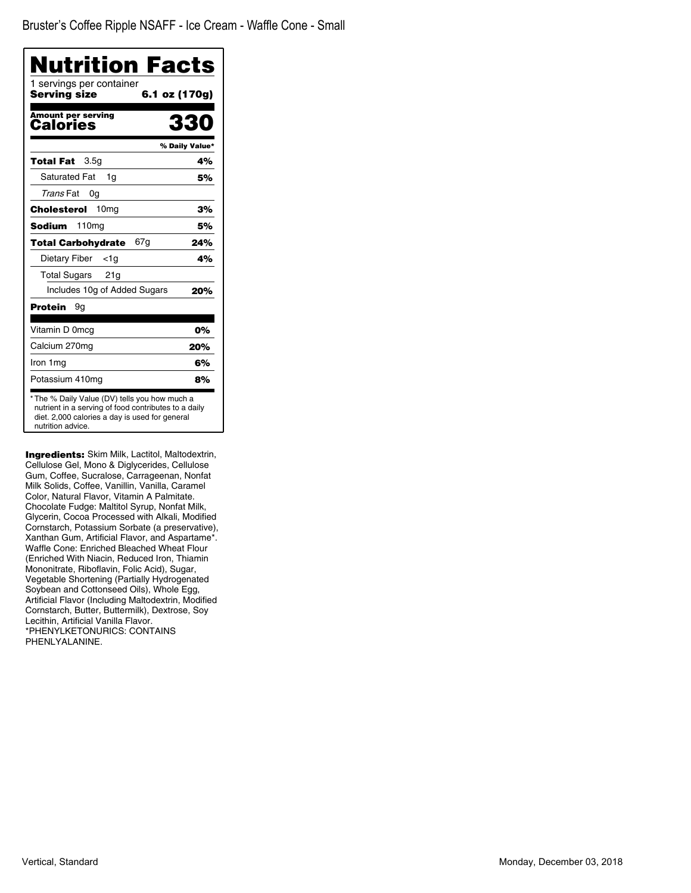Bruster's Coffee Ripple NSAFF - Ice Cream - Waffle Cone - Small

# Nutrition Facts

1 servings per container
**Serving size** **6.1 oz (170g)**

**Amount per serving**
**Calories** **330**

| | % Daily Value* |
|---|---|
| **Total Fat** 3.5g | **4%** |
| Saturated Fat 1g | **5%** |
| *Trans* Fat 0g | |
| **Cholesterol** 10mg | **3%** |
| **Sodium** 110mg | **5%** |
| **Total Carbohydrate** 67g | **24%** |
| Dietary Fiber <1g | **4%** |
| Total Sugars 21g | |
| Includes 10g of Added Sugars | **20%** |
| **Protein** 9g | |
| Vitamin D 0mcg | **0%** |
| Calcium 270mg | **20%** |
| Iron 1mg | **6%** |
| Potassium 410mg | **8%** |

* The % Daily Value (DV) tells you how much a nutrient in a serving of food contributes to a daily diet. 2,000 calories a day is used for general nutrition advice.

**Ingredients:** Skim Milk, Lactitol, Maltodextrin, Cellulose Gel, Mono & Diglycerides, Cellulose Gum, Coffee, Sucralose, Carrageenan, Nonfat Milk Solids, Coffee, Vanillin, Vanilla, Caramel Color, Natural Flavor, Vitamin A Palmitate. Chocolate Fudge: Maltitol Syrup, Nonfat Milk, Glycerin, Cocoa Processed with Alkali, Modified Cornstarch, Potassium Sorbate (a preservative), Xanthan Gum, Artificial Flavor, and Aspartame*. Waffle Cone: Enriched Bleached Wheat Flour (Enriched With Niacin, Reduced Iron, Thiamin Mononitrate, Riboflavin, Folic Acid), Sugar, Vegetable Shortening (Partially Hydrogenated Soybean and Cottonseed Oils), Whole Egg, Artificial Flavor (Including Maltodextrin, Modified Cornstarch, Butter, Buttermilk), Dextrose, Soy Lecithin, Artificial Vanilla Flavor.
*PHENYLKETONURICS: CONTAINS PHENLYALANINE.

Vertical, Standard

Monday, December 03, 2018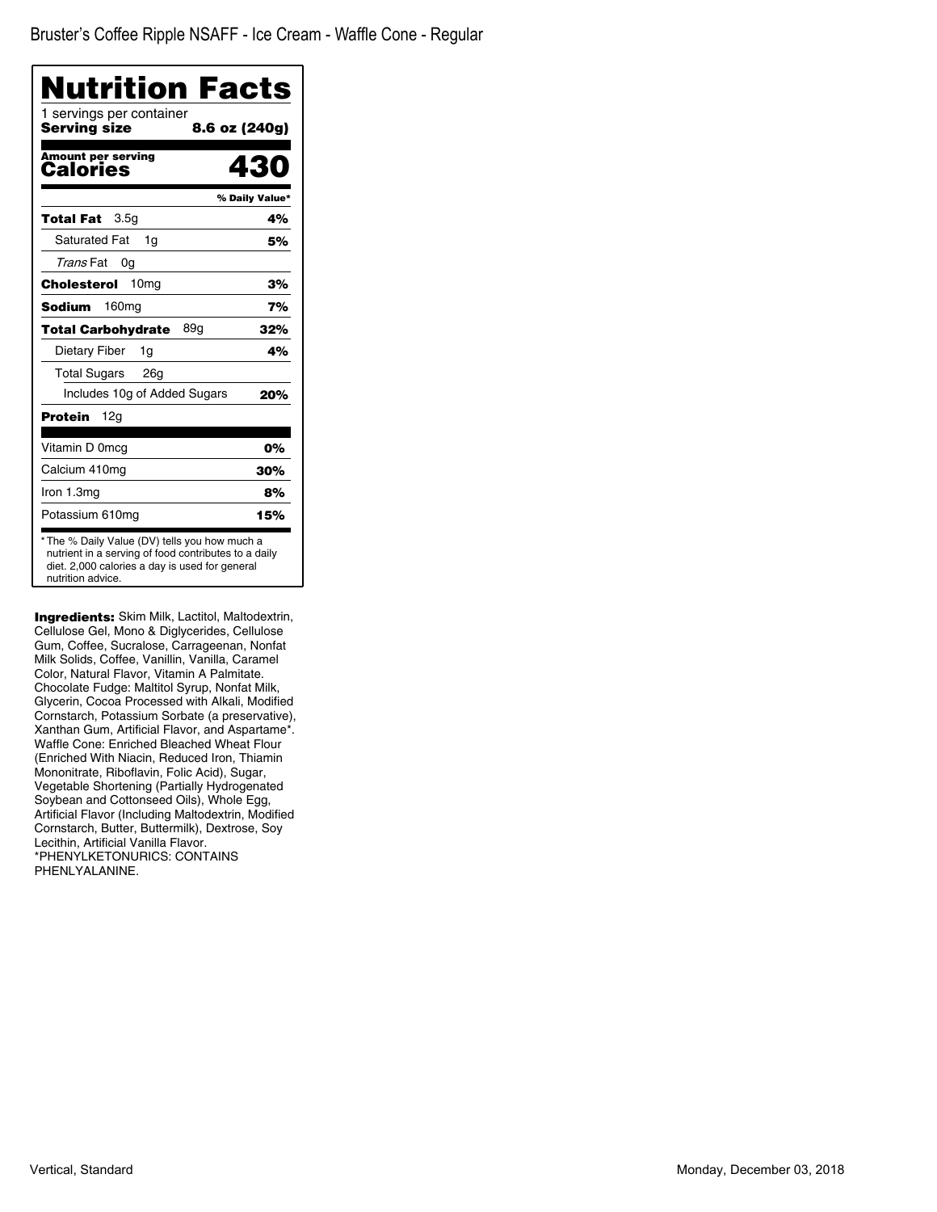# Bruster's Coffee Ripple NSAFF - Ice Cream - Waffle Cone - Regular

## Nutrition Facts

1 servings per container
**Serving size** **8.6 oz (240g)**

**Amount per serving**
**Calories** **430**

| | % Daily Value* |
|---|---|
| **Total Fat** 3.5g | **4%** |
| Saturated Fat 1g | **5%** |
| *Trans* Fat 0g | |
| **Cholesterol** 10mg | **3%** |
| **Sodium** 160mg | **7%** |
| **Total Carbohydrate** 89g | **32%** |
| Dietary Fiber 1g | **4%** |
| Total Sugars 26g | |
| Includes 10g of Added Sugars | **20%** |
| **Protein** 12g | |
| Vitamin D 0mcg | **0%** |
| Calcium 410mg | **30%** |
| Iron 1.3mg | **8%** |
| Potassium 610mg | **15%** |

* The % Daily Value (DV) tells you how much a nutrient in a serving of food contributes to a daily diet. 2,000 calories a day is used for general nutrition advice.

**Ingredients:** Skim Milk, Lactitol, Maltodextrin, Cellulose Gel, Mono & Diglycerides, Cellulose Gum, Coffee, Sucralose, Carrageenan, Nonfat Milk Solids, Coffee, Vanillin, Vanilla, Caramel Color, Natural Flavor, Vitamin A Palmitate. Chocolate Fudge: Maltitol Syrup, Nonfat Milk, Glycerin, Cocoa Processed with Alkali, Modified Cornstarch, Potassium Sorbate (a preservative), Xanthan Gum, Artificial Flavor, and Aspartame*. Waffle Cone: Enriched Bleached Wheat Flour (Enriched With Niacin, Reduced Iron, Thiamin Mononitrate, Riboflavin, Folic Acid), Sugar, Vegetable Shortening (Partially Hydrogenated Soybean and Cottonseed Oils), Whole Egg, Artificial Flavor (Including Maltodextrin, Modified Cornstarch, Butter, Buttermilk), Dextrose, Soy Lecithin, Artificial Vanilla Flavor.
*PHENYLKETONURICS: CONTAINS PHENLYALANINE.

Vertical, Standard

Monday, December 03, 2018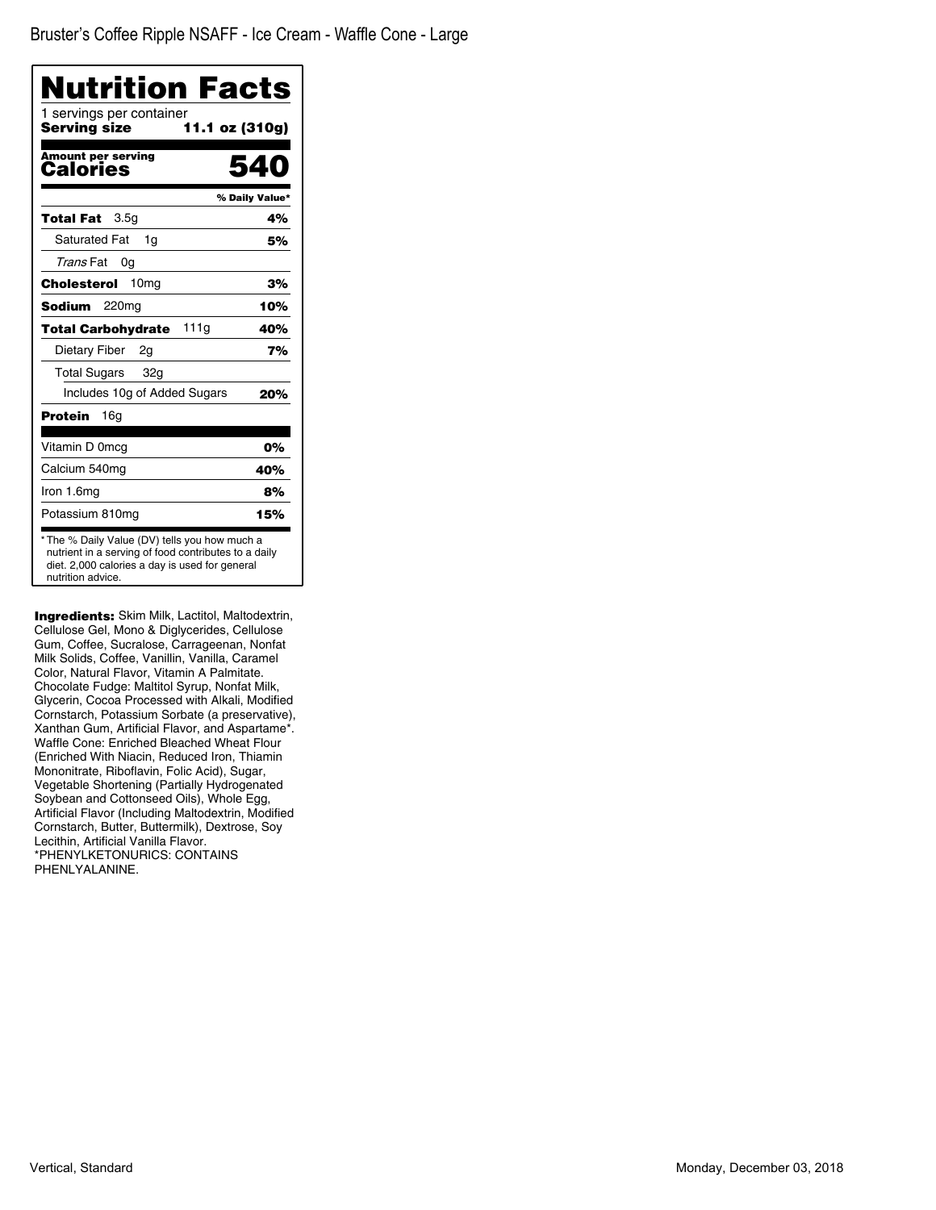Bruster's Coffee Ripple NSAFF - Ice Cream - Waffle Cone - Large

# Nutrition Facts

1 servings per container

**Serving size** **11.1 oz (310g)**

**Amount per serving**

**Calories** **540**

| | % Daily Value* |
|---|---|
| **Total Fat** 3.5g | **4%** |
| Saturated Fat 1g | **5%** |
| *Trans* Fat 0g | |
| **Cholesterol** 10mg | **3%** |
| **Sodium** 220mg | **10%** |
| **Total Carbohydrate** 111g | **40%** |
| Dietary Fiber 2g | **7%** |
| Total Sugars 32g | |
| Includes 10g of Added Sugars | **20%** |
| **Protein** 16g | |
| Vitamin D 0mcg | 0% |
| Calcium 540mg | 40% |
| Iron 1.6mg | 8% |
| Potassium 810mg | 15% |

* The % Daily Value (DV) tells you how much a nutrient in a serving of food contributes to a daily diet. 2,000 calories a day is used for general nutrition advice.

**Ingredients:** Skim Milk, Lactitol, Maltodextrin, Cellulose Gel, Mono & Diglycerides, Cellulose Gum, Coffee, Sucralose, Carrageenan, Nonfat Milk Solids, Coffee, Vanillin, Vanilla, Caramel Color, Natural Flavor, Vitamin A Palmitate. Chocolate Fudge: Maltitol Syrup, Nonfat Milk, Glycerin, Cocoa Processed with Alkali, Modified Cornstarch, Potassium Sorbate (a preservative), Xanthan Gum, Artificial Flavor, and Aspartame*. Waffle Cone: Enriched Bleached Wheat Flour (Enriched With Niacin, Reduced Iron, Thiamin Mononitrate, Riboflavin, Folic Acid), Sugar, Vegetable Shortening (Partially Hydrogenated Soybean and Cottonseed Oils), Whole Egg, Artificial Flavor (Including Maltodextrin, Modified Cornstarch, Butter, Buttermilk), Dextrose, Soy Lecithin, Artificial Vanilla Flavor. *PHENYLKETONURICS: CONTAINS PHENLYALANINE.

Vertical, Standard

Monday, December 03, 2018